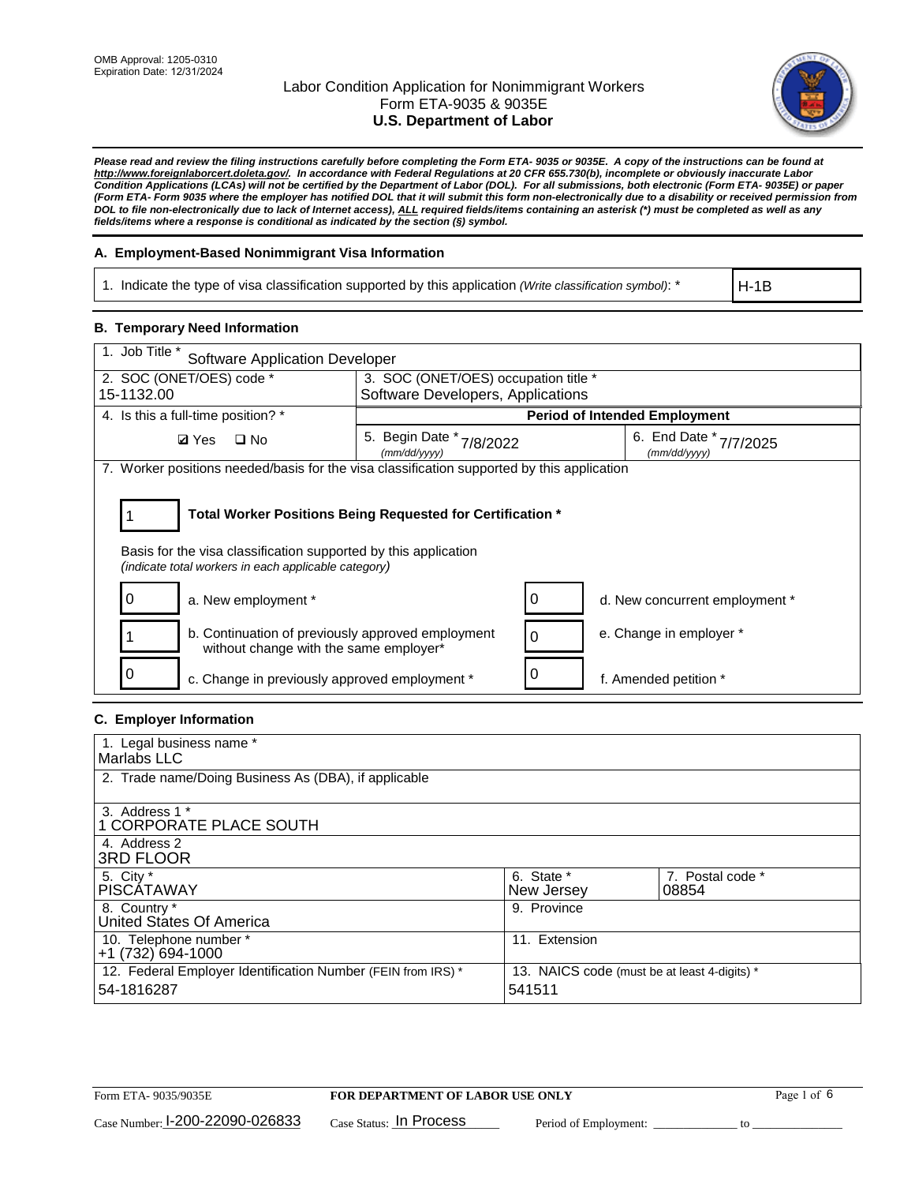OMB Approval: 1205-0310
Expiration Date: 12/31/2024

# Labor Condition Application for Nonimmigrant Workers
## Form ETA-9035 & 9035E
## U.S. Department of Labor

***Please read and review the filing instructions carefully before completing the Form ETA- 9035 or 9035E. A copy of the instructions can be found at http://www.foreignlaborcert.doleta.gov/. In accordance with Federal Regulations at 20 CFR 655.730(b), incomplete or obviously inaccurate Labor Condition Applications (LCAs) will not be certified by the Department of Labor (DOL). For all submissions, both electronic (Form ETA- 9035E) or paper (Form ETA- Form 9035 where the employer has notified DOL that it will submit this form non-electronically due to a disability or received permission from DOL to file non-electronically due to lack of Internet access), ALL required fields/items containing an asterisk (*) must be completed as well as any fields/items where a response is conditional as indicated by the section (§) symbol.***

### A. Employment-Based Nonimmigrant Visa Information

| 1. Indicate the type of visa classification supported by this application *(Write classification symbol)*: * | H-1B |
|---|---|

### B. Temporary Need Information

| 1. Job Title * Software Application Developer | | |
|---|---|---|
| 2. SOC (ONET/OES) code * 15-1132.00 | 3. SOC (ONET/OES) occupation title * Software Developers, Applications | |
| 4. Is this a full-time position? * | **Period of Intended Employment** | |
| ☑ Yes ☐ No | 5. Begin Date * *(mm/dd/yyyy)* 7/8/2022 | 6. End Date * *(mm/dd/yyyy)* 7/7/2025 |

7. Worker positions needed/basis for the visa classification supported by this application

1 **Total Worker Positions Being Requested for Certification ***

Basis for the visa classification supported by this application
*(indicate total workers in each applicable category)*

| | | | |
|---|---|---|---|
| 0 | a. New employment * | 0 | d. New concurrent employment * |
| 1 | b. Continuation of previously approved employment without change with the same employer* | 0 | e. Change in employer * |
| 0 | c. Change in previously approved employment * | 0 | f. Amended petition * |

### C. Employer Information

| | | |
|---|---|---|
| 1. Legal business name * Marlabs LLC | | |
| 2. Trade name/Doing Business As (DBA), if applicable | | |
| 3. Address 1 * 1 CORPORATE PLACE SOUTH | | |
| 4. Address 2 3RD FLOOR | | |
| 5. City * PISCATAWAY | 6. State * New Jersey | 7. Postal code * 08854 |
| 8. Country * United States Of America | 9. Province | |
| 10. Telephone number * +1 (732) 694-1000 | 11. Extension | |
| 12. Federal Employer Identification Number (FEIN from IRS) * 54-1816287 | 13. NAICS code (must be at least 4-digits) * 541511 | |

Form ETA- 9035/9035E **FOR DEPARTMENT OF LABOR USE ONLY**

Case Number: I-200-22090-026833 Case Status: In Process Period of Employment: _____________ to _____________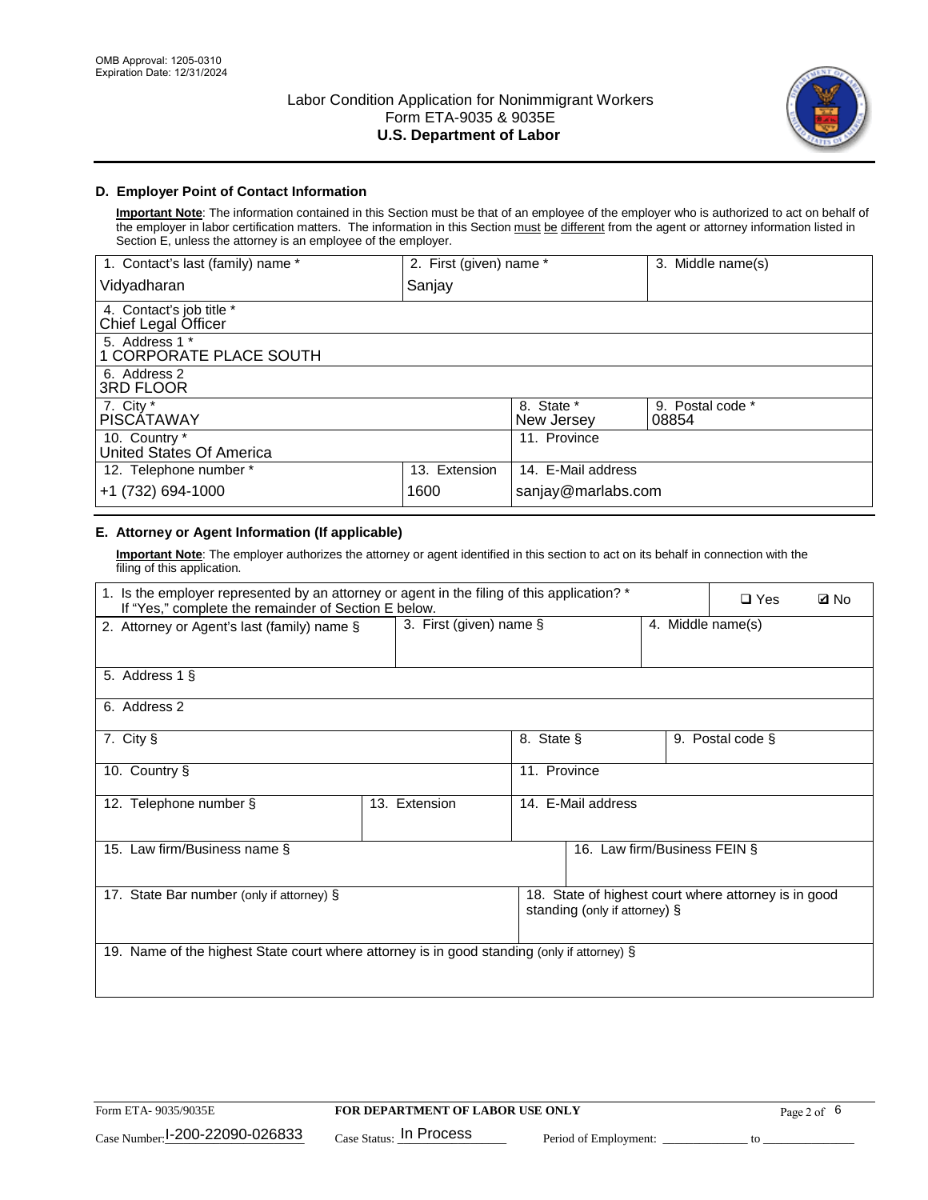OMB Approval: 1205-0310
Expiration Date: 12/31/2024

# Labor Condition Application for Nonimmigrant Workers
Form ETA-9035 & 9035E
**U.S. Department of Labor**

### D. Employer Point of Contact Information

**Important Note**: The information contained in this Section must be that of an employee of the employer who is authorized to act on behalf of the employer in labor certification matters. The information in this Section must be different from the agent or attorney information listed in Section E, unless the attorney is an employee of the employer.

| 1. Contact's last (family) name * | 2. First (given) name * | 3. Middle name(s) |
|---|---|---|
| Vidyadharan | Sanjay | |

| 4. Contact's job title * |
|---|
| Chief Legal Officer |
| 5. Address 1 * |
| 1 CORPORATE PLACE SOUTH |
| 6. Address 2 |
| 3RD FLOOR |

| 7. City * | 8. State * | 9. Postal code * |
|---|---|---|
| PISCATAWAY | New Jersey | 08854 |
| 10. Country * | 11. Province | |
| United States Of America | | |

| 12. Telephone number * | 13. Extension | 14. E-Mail address |
|---|---|---|
| +1 (732) 694-1000 | 1600 | sanjay@marlabs.com |

### E. Attorney or Agent Information (If applicable)

**Important Note**: The employer authorizes the attorney or agent identified in this section to act on its behalf in connection with the filing of this application.

1. Is the employer represented by an attorney or agent in the filing of this application? * If "Yes," complete the remainder of Section E below. ☐ Yes ☑ No

| 2. Attorney or Agent's last (family) name § | 3. First (given) name § | 4. Middle name(s) |
|---|---|---|
| | | |

| 5. Address 1 § |
|---|
| |
| 6. Address 2 |
| |

| 7. City § | 8. State § | 9. Postal code § |
|---|---|---|
| | | |
| 10. Country § | 11. Province | |
| | | |

| 12. Telephone number § | 13. Extension | 14. E-Mail address |
|---|---|---|
| | | |

| 15. Law firm/Business name § | 16. Law firm/Business FEIN § |
|---|---|
| | |

| 17. State Bar number (only if attorney) § | 18. State of highest court where attorney is in good standing (only if attorney) § |
|---|---|
| | |

| 19. Name of the highest State court where attorney is in good standing (only if attorney) § |
|---|
| |

Form ETA- 9035/9035E | **FOR DEPARTMENT OF LABOR USE ONLY**

Case Number: I-200-22090-026833 Case Status: In Process Period of Employment: _____________ to _______________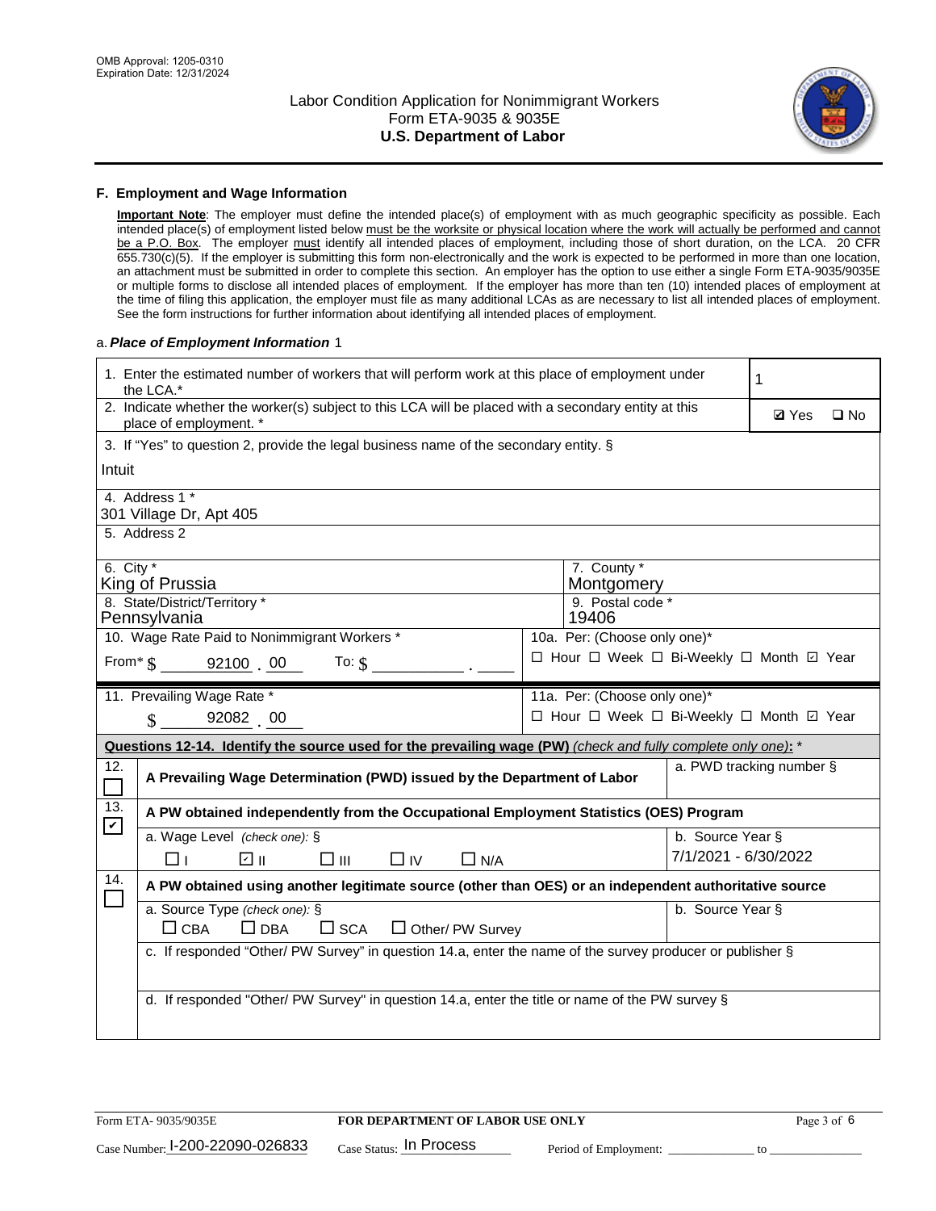OMB Approval: 1205-0310
Expiration Date: 12/31/2024

# Labor Condition Application for Nonimmigrant Workers
## Form ETA-9035 & 9035E
## U.S. Department of Labor

### F. Employment and Wage Information

**Important Note**: The employer must define the intended place(s) of employment with as much geographic specificity as possible. Each intended place(s) of employment listed below must be the worksite or physical location where the work will actually be performed and cannot be a P.O. Box. The employer must identify all intended places of employment, including those of short duration, on the LCA. 20 CFR 655.730(c)(5). If the employer is submitting this form non-electronically and the work is expected to be performed in more than one location, an attachment must be submitted in order to complete this section. An employer has the option to use either a single Form ETA-9035/9035E or multiple forms to disclose all intended places of employment. If the employer has more than ten (10) intended places of employment at the time of filing this application, the employer must file as many additional LCAs as are necessary to list all intended places of employment. See the form instructions for further information about identifying all intended places of employment.

a. ***Place of Employment Information*** 1

| | |
|---|---|
| 1. Enter the estimated number of workers that will perform work at this place of employment under the LCA.* | 1 |
| 2. Indicate whether the worker(s) subject to this LCA will be placed with a secondary entity at this place of employment. * | ☑ Yes ☐ No |
| 3. If "Yes" to question 2, provide the legal business name of the secondary entity. § Intuit | |
| 4. Address 1 * 301 Village Dr, Apt 405 | |
| 5. Address 2 | |
| 6. City * King of Prussia | 7. County * Montgomery |
| 8. State/District/Territory * Pennsylvania | 9. Postal code * 19406 |
| 10. Wage Rate Paid to Nonimmigrant Workers * From* $ 92100 . 00 To: $ ______ . ____ | 10a. Per: (Choose only one)* ☐ Hour ☐ Week ☐ Bi-Weekly ☐ Month ☑ Year |
| 11. Prevailing Wage Rate * $ 92082 . 00 | 11a. Per: (Choose only one)* ☐ Hour ☐ Week ☐ Bi-Weekly ☐ Month ☑ Year |

**Questions 12-14. Identify the source used for the prevailing wage (PW)** *(check and fully complete only one)*: *

| | | |
|---|---|---|
| 12. ☐ | **A Prevailing Wage Determination (PWD) issued by the Department of Labor** | a. PWD tracking number § |
| 13. ☑ | **A PW obtained independently from the Occupational Employment Statistics (OES) Program** | |
| | a. Wage Level *(check one)*: § ☐ I ☑ II ☐ III ☐ IV ☐ N/A | b. Source Year § 7/1/2021 - 6/30/2022 |
| 14. ☐ | **A PW obtained using another legitimate source (other than OES) or an independent authoritative source** | |
| | a. Source Type *(check one)*: § ☐ CBA ☐ DBA ☐ SCA ☐ Other/ PW Survey | b. Source Year § |
| | c. If responded "Other/ PW Survey" in question 14.a, enter the name of the survey producer or publisher § | |
| | d. If responded "Other/ PW Survey" in question 14.a, enter the title or name of the PW survey § | |

Form ETA- 9035/9035E | FOR DEPARTMENT OF LABOR USE ONLY

Case Number: I-200-22090-026833 Case Status: In Process Period of Employment: ______ to ______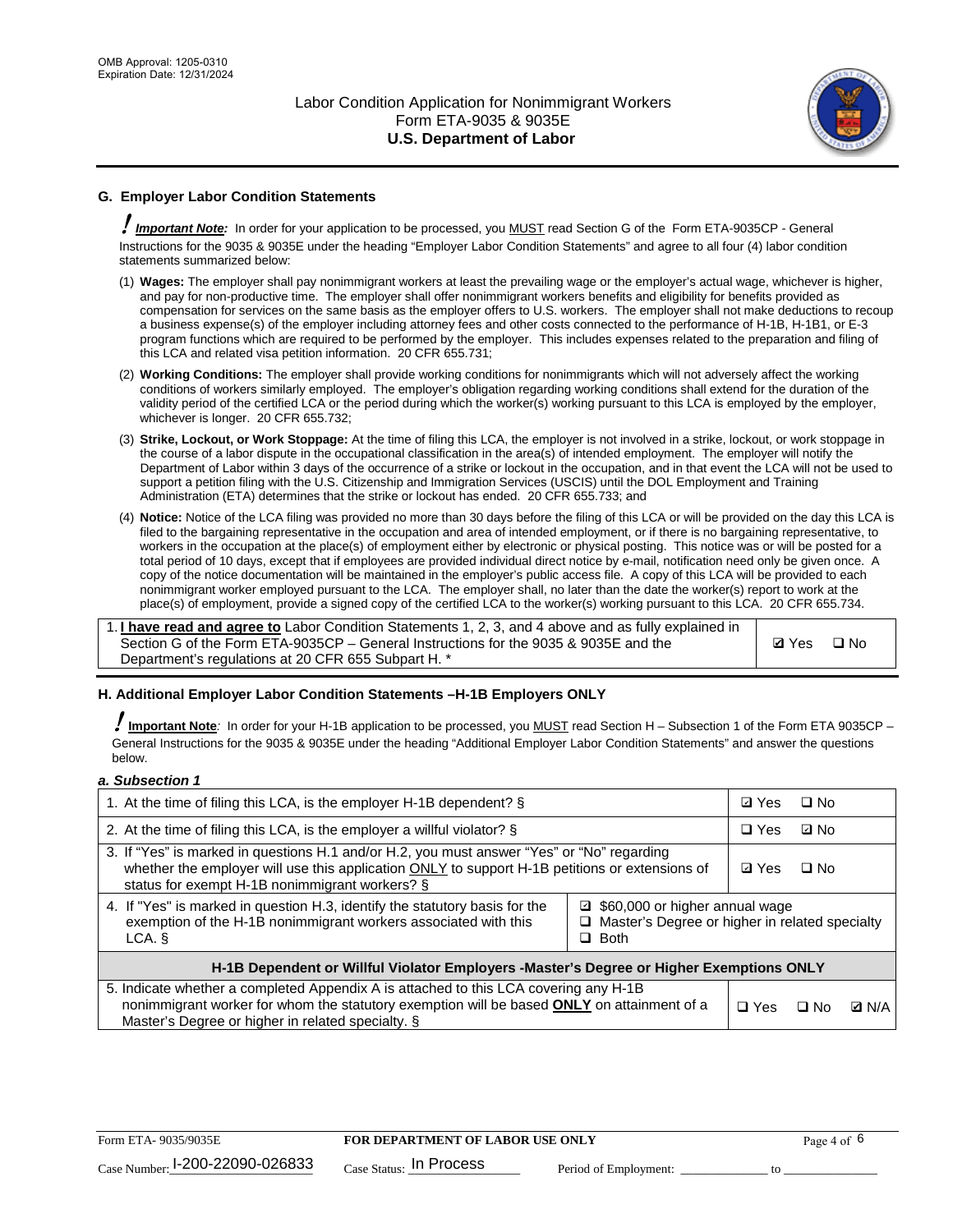## G. Employer Labor Condition Statements

! ***Important Note:*** In order for your application to be processed, you MUST read Section G of the Form ETA-9035CP - General Instructions for the 9035 & 9035E under the heading "Employer Labor Condition Statements" and agree to all four (4) labor condition statements summarized below:

(1) **Wages:** The employer shall pay nonimmigrant workers at least the prevailing wage or the employer's actual wage, whichever is higher, and pay for non-productive time. The employer shall offer nonimmigrant workers benefits and eligibility for benefits provided as compensation for services on the same basis as the employer offers to U.S. workers. The employer shall not make deductions to recoup a business expense(s) of the employer including attorney fees and other costs connected to the performance of H-1B, H-1B1, or E-3 program functions which are required to be performed by the employer. This includes expenses related to the preparation and filing of this LCA and related visa petition information. 20 CFR 655.731;

(2) **Working Conditions:** The employer shall provide working conditions for nonimmigrants which will not adversely affect the working conditions of workers similarly employed. The employer's obligation regarding working conditions shall extend for the duration of the validity period of the certified LCA or the period during which the worker(s) working pursuant to this LCA is employed by the employer, whichever is longer. 20 CFR 655.732;

(3) **Strike, Lockout, or Work Stoppage:** At the time of filing this LCA, the employer is not involved in a strike, lockout, or work stoppage in the course of a labor dispute in the occupational classification in the area(s) of intended employment. The employer will notify the Department of Labor within 3 days of the occurrence of a strike or lockout in the occupation, and in that event the LCA will not be used to support a petition filing with the U.S. Citizenship and Immigration Services (USCIS) until the DOL Employment and Training Administration (ETA) determines that the strike or lockout has ended. 20 CFR 655.733; and

(4) **Notice:** Notice of the LCA filing was provided no more than 30 days before the filing of this LCA or will be provided on the day this LCA is filed to the bargaining representative in the occupation and area of intended employment, or if there is no bargaining representative, to workers in the occupation at the place(s) of employment either by electronic or physical posting. This notice was or will be posted for a total period of 10 days, except that if employees are provided individual direct notice by e-mail, notification need only be given once. A copy of the notice documentation will be maintained in the employer's public access file. A copy of this LCA will be provided to each nonimmigrant worker employed pursuant to the LCA. The employer shall, no later than the date the worker(s) report to work at the place(s) of employment, provide a signed copy of the certified LCA to the worker(s) working pursuant to this LCA. 20 CFR 655.734.

| 1. **I have read and agree to** Labor Condition Statements 1, 2, 3, and 4 above and as fully explained in Section G of the Form ETA-9035CP – General Instructions for the 9035 & 9035E and the Department's regulations at 20 CFR 655 Subpart H. * | ☑ Yes ☐ No |
|---|---|

## H. Additional Employer Labor Condition Statements –H-1B Employers ONLY

! **Important Note***:* In order for your H-1B application to be processed, you MUST read Section H – Subsection 1 of the Form ETA 9035CP – General Instructions for the 9035 & 9035E under the heading "Additional Employer Labor Condition Statements" and answer the questions below.

***a. Subsection 1***

| 1. At the time of filing this LCA, is the employer H-1B dependent? § | | ☑ Yes ☐ No |
|---|---|---|
| 2. At the time of filing this LCA, is the employer a willful violator? § | | ☐ Yes ☑ No |
| 3. If "Yes" is marked in questions H.1 and/or H.2, you must answer "Yes" or "No" regarding whether the employer will use this application ONLY to support H-1B petitions or extensions of status for exempt H-1B nonimmigrant workers? § | | ☑ Yes ☐ No |
| 4. If "Yes" is marked in question H.3, identify the statutory basis for the exemption of the H-1B nonimmigrant workers associated with this LCA. § | ☑ $60,000 or higher annual wage<br>☐ Master's Degree or higher in related specialty<br>☐ Both | |
| **H-1B Dependent or Willful Violator Employers -Master's Degree or Higher Exemptions ONLY** | | |
| 5. Indicate whether a completed Appendix A is attached to this LCA covering any H-1B nonimmigrant worker for whom the statutory exemption will be based **ONLY** on attainment of a Master's Degree or higher in related specialty. § | | ☐ Yes ☐ No ☑ N/A |

Case Number: I-200-22090-026833 Case Status: In Process Period of Employment: _____________ to _______________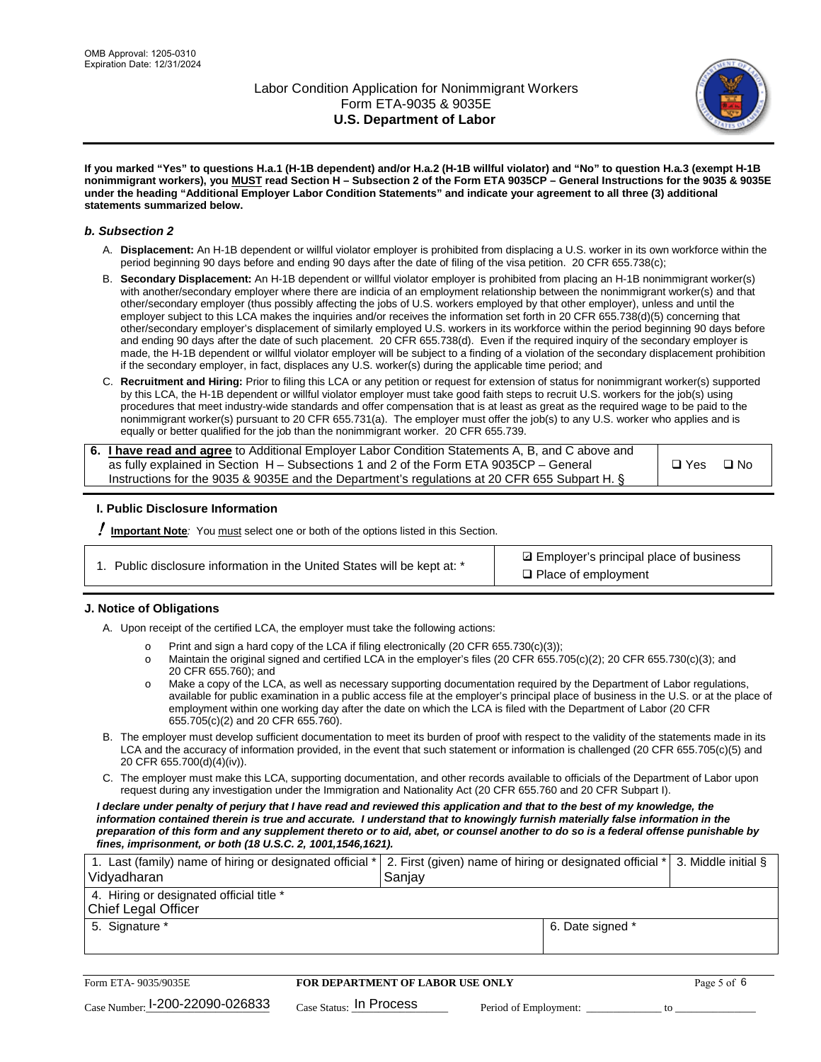**If you marked "Yes" to questions H.a.1 (H-1B dependent) and/or H.a.2 (H-1B willful violator) and "No" to question H.a.3 (exempt H-1B nonimmigrant workers), you MUST read Section H – Subsection 2 of the Form ETA 9035CP – General Instructions for the 9035 & 9035E under the heading "Additional Employer Labor Condition Statements" and indicate your agreement to all three (3) additional statements summarized below.**

### *b. Subsection 2*

A. **Displacement:** An H-1B dependent or willful violator employer is prohibited from displacing a U.S. worker in its own workforce within the period beginning 90 days before and ending 90 days after the date of filing of the visa petition. 20 CFR 655.738(c);

B. **Secondary Displacement:** An H-1B dependent or willful violator employer is prohibited from placing an H-1B nonimmigrant worker(s) with another/secondary employer where there are indicia of an employment relationship between the nonimmigrant worker(s) and that other/secondary employer (thus possibly affecting the jobs of U.S. workers employed by that other employer), unless and until the employer subject to this LCA makes the inquiries and/or receives the information set forth in 20 CFR 655.738(d)(5) concerning that other/secondary employer's displacement of similarly employed U.S. workers in its workforce within the period beginning 90 days before and ending 90 days after the date of such placement. 20 CFR 655.738(d). Even if the required inquiry of the secondary employer is made, the H-1B dependent or willful violator employer will be subject to a finding of a violation of the secondary displacement prohibition if the secondary employer, in fact, displaces any U.S. worker(s) during the applicable time period; and

C. **Recruitment and Hiring:** Prior to filing this LCA or any petition or request for extension of status for nonimmigrant worker(s) supported by this LCA, the H-1B dependent or willful violator employer must take good faith steps to recruit U.S. workers for the job(s) using procedures that meet industry-wide standards and offer compensation that is at least as great as the required wage to be paid to the nonimmigrant worker(s) pursuant to 20 CFR 655.731(a). The employer must offer the job(s) to any U.S. worker who applies and is equally or better qualified for the job than the nonimmigrant worker. 20 CFR 655.739.

| 6. **I have read and agree** to Additional Employer Labor Condition Statements A, B, and C above and as fully explained in Section H – Subsections 1 and 2 of the Form ETA 9035CP – General Instructions for the 9035 & 9035E and the Department's regulations at 20 CFR 655 Subpart H. § | ❑ Yes ❑ No |
|---|---|

### I. Public Disclosure Information

**! Important Note**: You must select one or both of the options listed in this Section.

| 1. Public disclosure information in the United States will be kept at: * | ☑ Employer's principal place of business<br>❑ Place of employment |
|---|---|

### J. Notice of Obligations

A. Upon receipt of the certified LCA, the employer must take the following actions:

- o Print and sign a hard copy of the LCA if filing electronically (20 CFR 655.730(c)(3));
- o Maintain the original signed and certified LCA in the employer's files (20 CFR 655.705(c)(2); 20 CFR 655.730(c)(3); and 20 CFR 655.760); and
- o Make a copy of the LCA, as well as necessary supporting documentation required by the Department of Labor regulations, available for public examination in a public access file at the employer's principal place of business in the U.S. or at the place of employment within one working day after the date on which the LCA is filed with the Department of Labor (20 CFR 655.705(c)(2) and 20 CFR 655.760).

B. The employer must develop sufficient documentation to meet its burden of proof with respect to the validity of the statements made in its LCA and the accuracy of information provided, in the event that such statement or information is challenged (20 CFR 655.705(c)(5) and 20 CFR 655.700(d)(4)(iv)).

C. The employer must make this LCA, supporting documentation, and other records available to officials of the Department of Labor upon request during any investigation under the Immigration and Nationality Act (20 CFR 655.760 and 20 CFR Subpart I).

***I declare under penalty of perjury that I have read and reviewed this application and that to the best of my knowledge, the information contained therein is true and accurate. I understand that to knowingly furnish materially false information in the preparation of this form and any supplement thereto or to aid, abet, or counsel another to do so is a federal offense punishable by fines, imprisonment, or both (18 U.S.C. 2, 1001,1546,1621).***

| 1. Last (family) name of hiring or designated official *<br>Vidyadharan | 2. First (given) name of hiring or designated official *<br>Sanjay | 3. Middle initial § |
|---|---|---|
| 4. Hiring or designated official title *<br>Chief Legal Officer | | |
| 5. Signature * | 6. Date signed * | |

Form ETA- 9035/9035E | **FOR DEPARTMENT OF LABOR USE ONLY**

Case Number: I-200-22090-026833 Case Status: In Process Period of Employment: _____________ to _____________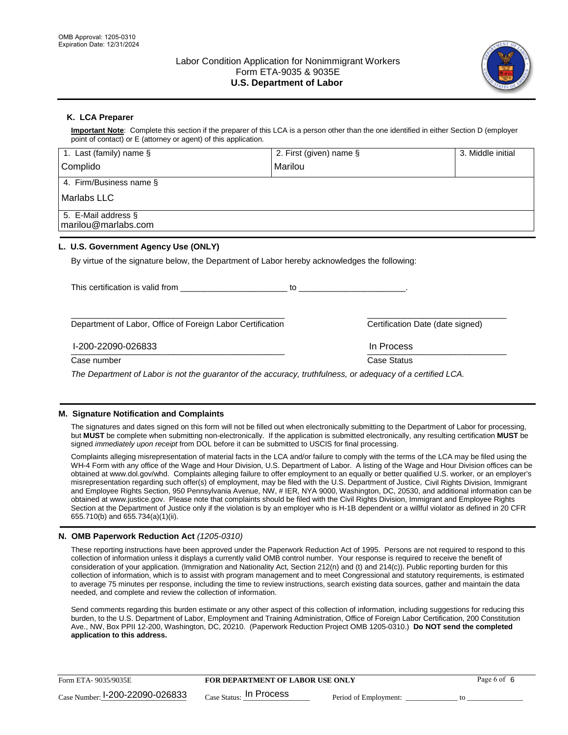## K. LCA Preparer

**Important Note**: Complete this section if the preparer of this LCA is a person other than the one identified in either Section D (employer point of contact) or E (attorney or agent) of this application.

| 1. Last (family) name § | 2. First (given) name § | 3. Middle initial |
|---|---|---|
| Complido | Marilou | |
| 4. Firm/Business name § | | |
| Marlabs LLC | | |
| 5. E-Mail address § | | |
| marilou@marlabs.com | | |

## L. U.S. Government Agency Use (ONLY)

By virtue of the signature below, the Department of Labor hereby acknowledges the following:

This certification is valid from _______________________ to _______________________.

_______________________________________________
Department of Labor, Office of Foreign Labor Certification

_______________________________
Certification Date (date signed)

I-200-22090-026833
Case number

In Process
Case Status

*The Department of Labor is not the guarantor of the accuracy, truthfulness, or adequacy of a certified LCA.*

## M. Signature Notification and Complaints

The signatures and dates signed on this form will not be filled out when electronically submitting to the Department of Labor for processing, but **MUST** be complete when submitting non-electronically. If the application is submitted electronically, any resulting certification **MUST** be signed *immediately upon receipt* from DOL before it can be submitted to USCIS for final processing.

Complaints alleging misrepresentation of material facts in the LCA and/or failure to comply with the terms of the LCA may be filed using the WH-4 Form with any office of the Wage and Hour Division, U.S. Department of Labor. A listing of the Wage and Hour Division offices can be obtained at www.dol.gov/whd. Complaints alleging failure to offer employment to an equally or better qualified U.S. worker, or an employer's misrepresentation regarding such offer(s) of employment, may be filed with the U.S. Department of Justice, Civil Rights Division, Immigrant and Employee Rights Section, 950 Pennsylvania Avenue, NW, # IER, NYA 9000, Washington, DC, 20530, and additional information can be obtained at www.justice.gov. Please note that complaints should be filed with the Civil Rights Division, Immigrant and Employee Rights Section at the Department of Justice only if the violation is by an employer who is H-1B dependent or a willful violator as defined in 20 CFR 655.710(b) and 655.734(a)(1)(ii).

## N. OMB Paperwork Reduction Act *(1205-0310)*

These reporting instructions have been approved under the Paperwork Reduction Act of 1995. Persons are not required to respond to this collection of information unless it displays a currently valid OMB control number. Your response is required to receive the benefit of consideration of your application. (Immigration and Nationality Act, Section 212(n) and (t) and 214(c)). Public reporting burden for this collection of information, which is to assist with program management and to meet Congressional and statutory requirements, is estimated to average 75 minutes per response, including the time to review instructions, search existing data sources, gather and maintain the data needed, and complete and review the collection of information.

Send comments regarding this burden estimate or any other aspect of this collection of information, including suggestions for reducing this burden, to the U.S. Department of Labor, Employment and Training Administration, Office of Foreign Labor Certification, 200 Constitution Ave., NW, Box PPII 12-200, Washington, DC, 20210. (Paperwork Reduction Project OMB 1205-0310.) **Do NOT send the completed application to this address.**